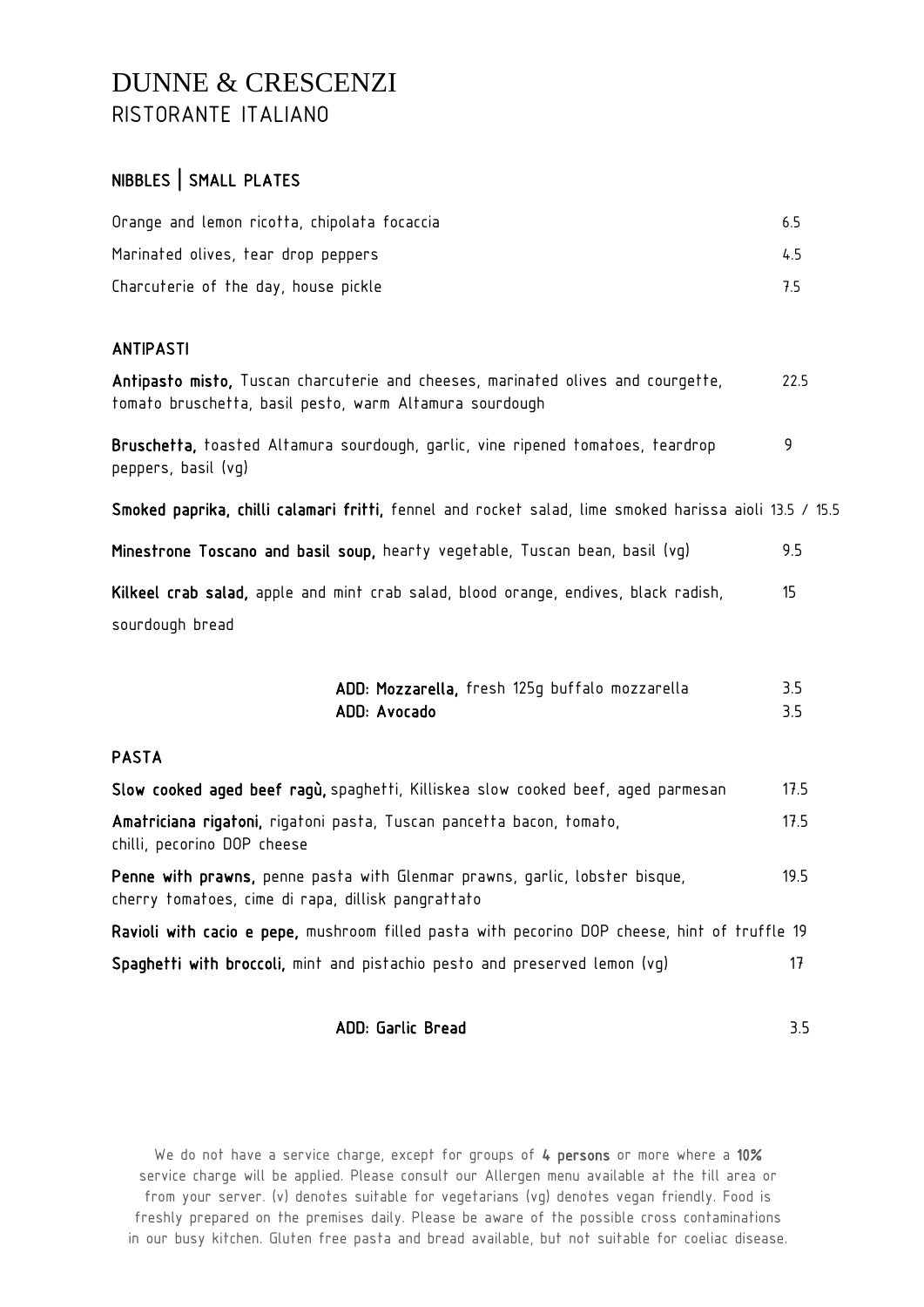# DUNNE & CRESCENZI

RISTORANTE ITALIANO

## NIBBLES | SMALL PLATES

| | |
|---|---|
| Orange and lemon ricotta, chipolata focaccia | 6.5 |
| Marinated olives, tear drop peppers | 4.5 |
| Charcuterie of the day, house pickle | 7.5 |

## ANTIPASTI

| | |
|---|---|
| **Antipasto misto,** Tuscan charcuterie and cheeses, marinated olives and courgette, tomato bruschetta, basil pesto, warm Altamura sourdough | 22.5 |
| **Bruschetta,** toasted Altamura sourdough, garlic, vine ripened tomatoes, teardrop peppers, basil (vg) | 9 |
| **Smoked paprika, chilli calamari fritti,** fennel and rocket salad, lime smoked harissa aioli | 13.5 / 15.5 |
| **Minestrone Toscano and basil soup,** hearty vegetable, Tuscan bean, basil (vg) | 9.5 |
| **Kilkeel crab salad,** apple and mint crab salad, blood orange, endives, black radish, sourdough bread | 15 |

| | |
|---|---|
| **ADD: Mozzarella,** fresh 125g buffalo mozzarella | 3.5 |
| **ADD: Avocado** | 3.5 |

## PASTA

| | |
|---|---|
| **Slow cooked aged beef ragù,** spaghetti, Killiskea slow cooked beef, aged parmesan | 17.5 |
| **Amatriciana rigatoni,** rigatoni pasta, Tuscan pancetta bacon, tomato, chilli, pecorino DOP cheese | 17.5 |
| **Penne with prawns,** penne pasta with Glenmar prawns, garlic, lobster bisque, cherry tomatoes, cime di rapa, dillisk pangrattato | 19.5 |
| **Ravioli with cacio e pepe,** mushroom filled pasta with pecorino DOP cheese, hint of truffle | 19 |
| **Spaghetti with broccoli,** mint and pistachio pesto and preserved lemon (vg) | 17 |

| | |
|---|---|
| **ADD: Garlic Bread** | 3.5 |

We do not have a service charge, except for groups of **4 persons** or more where a **10%** service charge will be applied. Please consult our Allergen menu available at the till area or from your server. (v) denotes suitable for vegetarians (vg) denotes vegan friendly. Food is freshly prepared on the premises daily. Please be aware of the possible cross contaminations in our busy kitchen. Gluten free pasta and bread available, but not suitable for coeliac disease.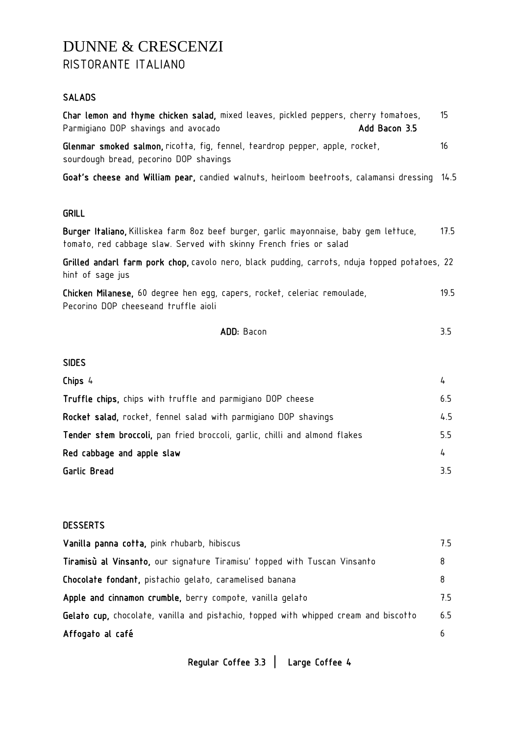# DUNNE & CRESCENZI

## RISTORANTE ITALIANO

### SALADS

**Char lemon and thyme chicken salad,** mixed leaves, pickled peppers, cherry tomatoes, Parmigiano DOP shavings and avocado **Add Bacon 3.5** 15

**Glenmar smoked salmon,** ricotta, fig, fennel, teardrop pepper, apple, rocket, sourdough bread, pecorino DOP shavings 16

**Goat's cheese and William pear,** candied walnuts, heirloom beetroots, calamansi dressing 14.5

### GRILL

**Burger Italiano,** Killiskea farm 8oz beef burger, garlic mayonnaise, baby gem lettuce, tomato, red cabbage slaw. Served with skinny French fries or salad 17.5

**Grilled andarl farm pork chop,** cavolo nero, black pudding, carrots, nduja topped potatoes, hint of sage jus 22

**Chicken Milanese,** 60 degree hen egg, capers, rocket, celeriac remoulade, Pecorino DOP cheeseand truffle aioli 19.5

**ADD:** Bacon 3.5

### SIDES

| | |
|---|---|
| **Chips** 4 | 4 |
| **Truffle chips,** chips with truffle and parmigiano DOP cheese | 6.5 |
| **Rocket salad,** rocket, fennel salad with parmigiano DOP shavings | 4.5 |
| **Tender stem broccoli,** pan fried broccoli, garlic, chilli and almond flakes | 5.5 |
| **Red cabbage and apple slaw** | 4 |
| **Garlic Bread** | 3.5 |

### DESSERTS

| | |
|---|---|
| **Vanilla panna cotta,** pink rhubarb, hibiscus | 7.5 |
| **Tiramisù al Vinsanto,** our signature Tiramisu' topped with Tuscan Vinsanto | 8 |
| **Chocolate fondant,** pistachio gelato, caramelised banana | 8 |
| **Apple and cinnamon crumble,** berry compote, vanilla gelato | 7.5 |
| **Gelato cup,** chocolate, vanilla and pistachio, topped with whipped cream and biscotto | 6.5 |
| **Affogato al café** | 6 |

**Regular Coffee 3.3 | Large Coffee 4**